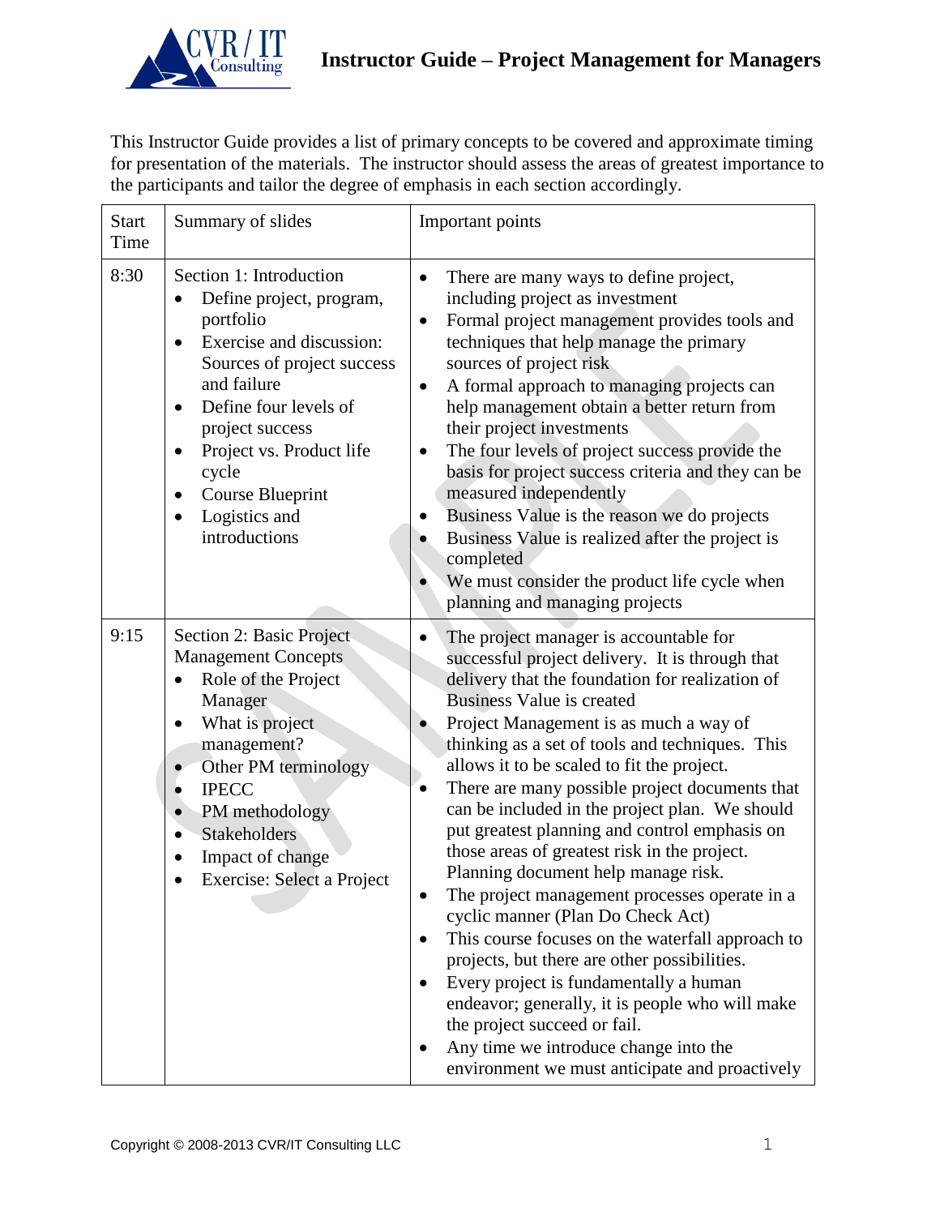# Instructor Guide – Project Management for Managers

This Instructor Guide provides a list of primary concepts to be covered and approximate timing for presentation of the materials. The instructor should assess the areas of greatest importance to the participants and tailor the degree of emphasis in each section accordingly.

| Start Time | Summary of slides | Important points |
|---|---|---|
| 8:30 | Section 1: Introduction<br>• Define project, program, portfolio<br>• Exercise and discussion: Sources of project success and failure<br>• Define four levels of project success<br>• Project vs. Product life cycle<br>• Course Blueprint<br>• Logistics and introductions | • There are many ways to define project, including project as investment<br>• Formal project management provides tools and techniques that help manage the primary sources of project risk<br>• A formal approach to managing projects can help management obtain a better return from their project investments<br>• The four levels of project success provide the basis for project success criteria and they can be measured independently<br>• Business Value is the reason we do projects<br>• Business Value is realized after the project is completed<br>• We must consider the product life cycle when planning and managing projects |
| 9:15 | Section 2: Basic Project Management Concepts<br>• Role of the Project Manager<br>• What is project management?<br>• Other PM terminology<br>• IPECC<br>• PM methodology<br>• Stakeholders<br>• Impact of change<br>• Exercise: Select a Project | • The project manager is accountable for successful project delivery. It is through that delivery that the foundation for realization of Business Value is created<br>• Project Management is as much a way of thinking as a set of tools and techniques. This allows it to be scaled to fit the project.<br>• There are many possible project documents that can be included in the project plan. We should put greatest planning and control emphasis on those areas of greatest risk in the project. Planning document help manage risk.<br>• The project management processes operate in a cyclic manner (Plan Do Check Act)<br>• This course focuses on the waterfall approach to projects, but there are other possibilities.<br>• Every project is fundamentally a human endeavor; generally, it is people who will make the project succeed or fail.<br>• Any time we introduce change into the environment we must anticipate and proactively |

Copyright © 2008-2013 CVR/IT Consulting LLC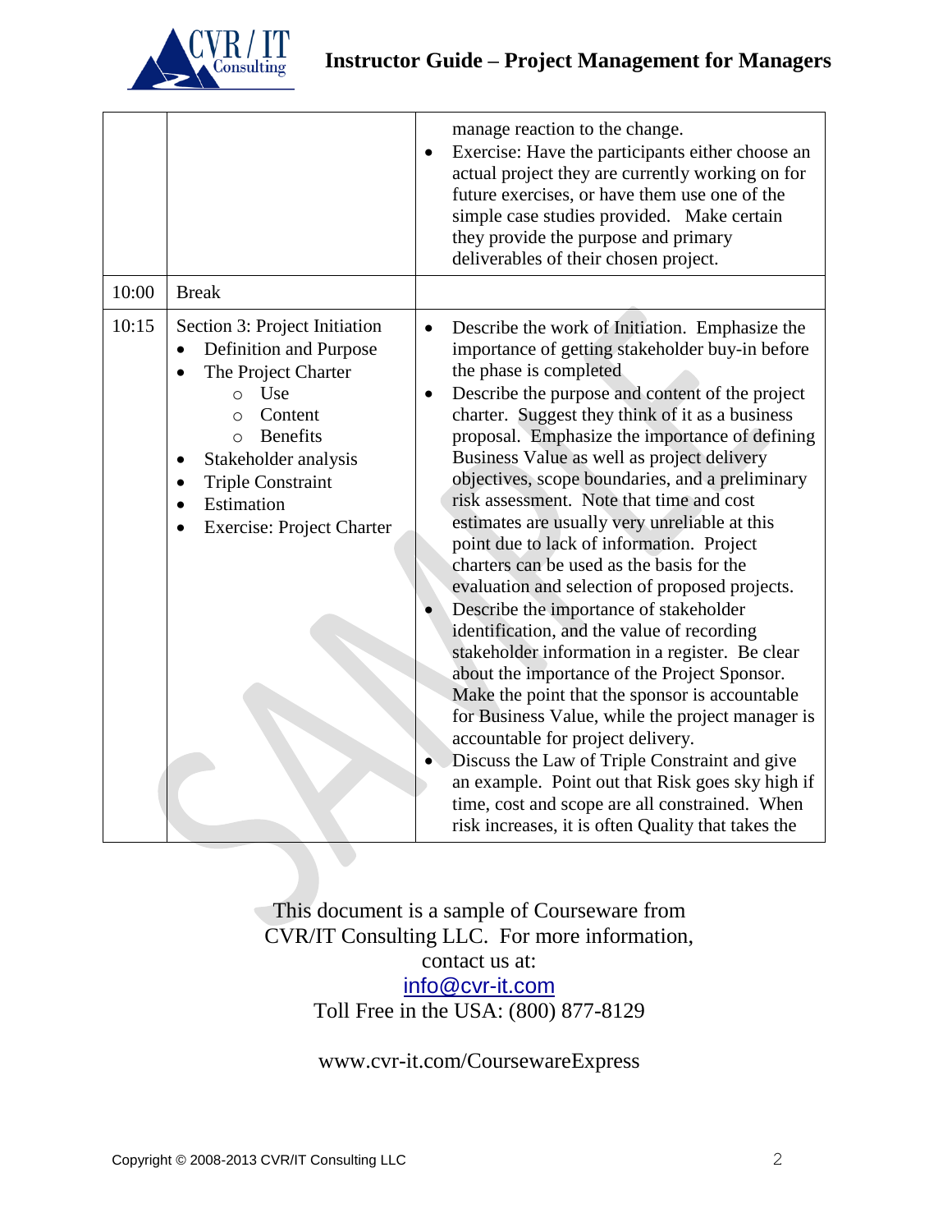| | | |
|---|---|---|
| | | manage reaction to the change.<br>• Exercise: Have the participants either choose an actual project they are currently working on for future exercises, or have them use one of the simple case studies provided. Make certain they provide the purpose and primary deliverables of their chosen project. |
| 10:00 | Break | |
| 10:15 | Section 3: Project Initiation<br>• Definition and Purpose<br>• The Project Charter<br>  ○ Use<br>  ○ Content<br>  ○ Benefits<br>• Stakeholder analysis<br>• Triple Constraint<br>• Estimation<br>• Exercise: Project Charter | • Describe the work of Initiation. Emphasize the importance of getting stakeholder buy-in before the phase is completed<br>• Describe the purpose and content of the project charter. Suggest they think of it as a business proposal. Emphasize the importance of defining Business Value as well as project delivery objectives, scope boundaries, and a preliminary risk assessment. Note that time and cost estimates are usually very unreliable at this point due to lack of information. Project charters can be used as the basis for the evaluation and selection of proposed projects.<br>• Describe the importance of stakeholder identification, and the value of recording stakeholder information in a register. Be clear about the importance of the Project Sponsor. Make the point that the sponsor is accountable for Business Value, while the project manager is accountable for project delivery.<br>• Discuss the Law of Triple Constraint and give an example. Point out that Risk goes sky high if time, cost and scope are all constrained. When risk increases, it is often Quality that takes the |

This document is a sample of Courseware from CVR/IT Consulting LLC. For more information, contact us at:
info@cvr-it.com
Toll Free in the USA: (800) 877-8129

www.cvr-it.com/CoursewareExpress

Copyright © 2008-2013 CVR/IT Consulting LLC